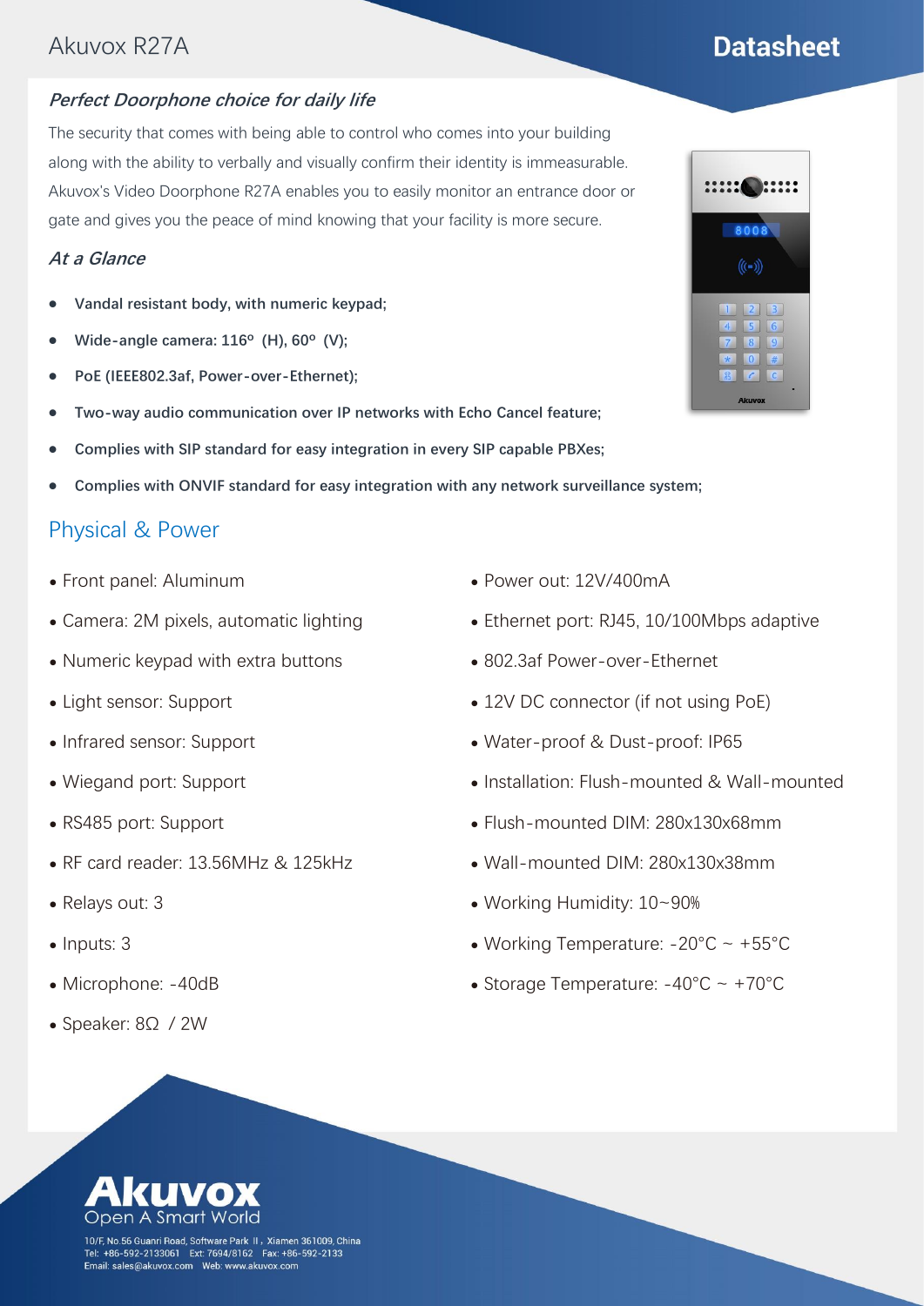Akuvox R27A

# Datasheet

### *Perfect Doorphone choice for daily life*

The security that comes with being able to control who comes into your building along with the ability to verbally and visually confirm their identity is immeasurable. Akuvox's Video Doorphone R27A enables you to easily monitor an entrance door or gate and gives you the peace of mind knowing that your facility is more secure.

### *At a Glance*

- **Vandal resistant body, with numeric keypad;**
- **Wide-angle camera: 116º (H), 60º (V);**
- **PoE (IEEE802.3af, Power-over-Ethernet);**
- **Two-way audio communication over IP networks with Echo Cancel feature;**
- **Complies with SIP standard for easy integration in every SIP capable PBXes;**
- **Complies with ONVIF standard for easy integration with any network surveillance system;**

## Physical & Power

- Front panel: Aluminum
- Camera: 2M pixels, automatic lighting
- Numeric keypad with extra buttons
- Light sensor: Support
- Infrared sensor: Support
- Wiegand port: Support
- RS485 port: Support
- RF card reader: 13.56MHz & 125kHz
- Relays out: 3
- Inputs: 3
- Microphone: -40dB
- Speaker: 8Ω / 2W
- Power out: 12V/400mA
- Ethernet port: RJ45, 10/100Mbps adaptive
- 802.3af Power-over-Ethernet
- 12V DC connector (if not using PoE)
- Water-proof & Dust-proof: IP65
- Installation: Flush-mounted & Wall-mounted
- Flush-mounted DIM: 280x130x68mm
- Wall-mounted DIM: 280x130x38mm
- Working Humidity: 10~90%
- Working Temperature: -20°C ~ +55°C
- Storage Temperature: -40°C ~ +70°C

Akuvox
Open A Smart World

10/F, No.56 Guanri Road, Software Park II, Xiamen 361009, China
Tel: +86-592-2133061 Ext: 7694/8162 Fax: +86-592-2133
Email: sales@akuvox.com Web: www.akuvox.com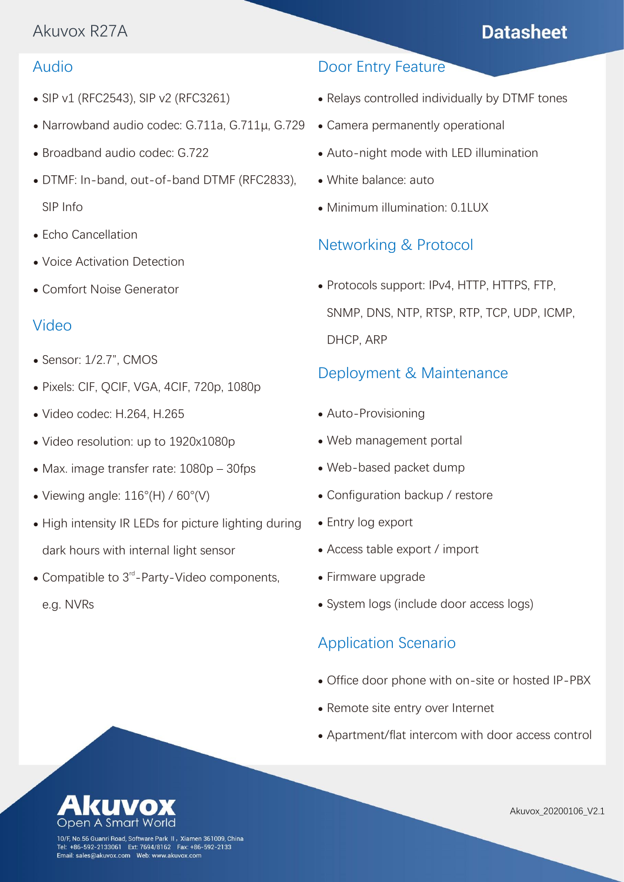## Audio

- SIP v1 (RFC2543), SIP v2 (RFC3261)
- Narrowband audio codec: G.711a, G.711µ, G.729
- Broadband audio codec: G.722
- DTMF: In-band, out-of-band DTMF (RFC2833), SIP Info
- Echo Cancellation
- Voice Activation Detection
- Comfort Noise Generator

## Video

- Sensor: 1/2.7", CMOS
- Pixels: CIF, QCIF, VGA, 4CIF, 720p, 1080p
- Video codec: H.264, H.265
- Video resolution: up to 1920x1080p
- Max. image transfer rate: 1080p – 30fps
- Viewing angle: 116°(H) / 60°(V)
- High intensity IR LEDs for picture lighting during dark hours with internal light sensor
- Compatible to 3rd-Party-Video components, e.g. NVRs

## Door Entry Feature

- Relays controlled individually by DTMF tones
- Camera permanently operational
- Auto-night mode with LED illumination
- White balance: auto
- Minimum illumination: 0.1LUX

## Networking & Protocol

- Protocols support: IPv4, HTTP, HTTPS, FTP, SNMP, DNS, NTP, RTSP, RTP, TCP, UDP, ICMP, DHCP, ARP

## Deployment & Maintenance

- Auto-Provisioning
- Web management portal
- Web-based packet dump
- Configuration backup / restore
- Entry log export
- Access table export / import
- Firmware upgrade
- System logs (include door access logs)

## Application Scenario

- Office door phone with on-site or hosted IP-PBX
- Remote site entry over Internet
- Apartment/flat intercom with door access control

Akuvox
Open A Smart World

10/F, No.56 Guanri Road, Software Park Ⅱ, Xiamen 361009, China
Tel: +86-592-2133061 Ext: 7694/8162 Fax: +86-592-2133
Email: sales@akuvox.com Web: www.akuvox.com

Akuvox_20200106_V2.1